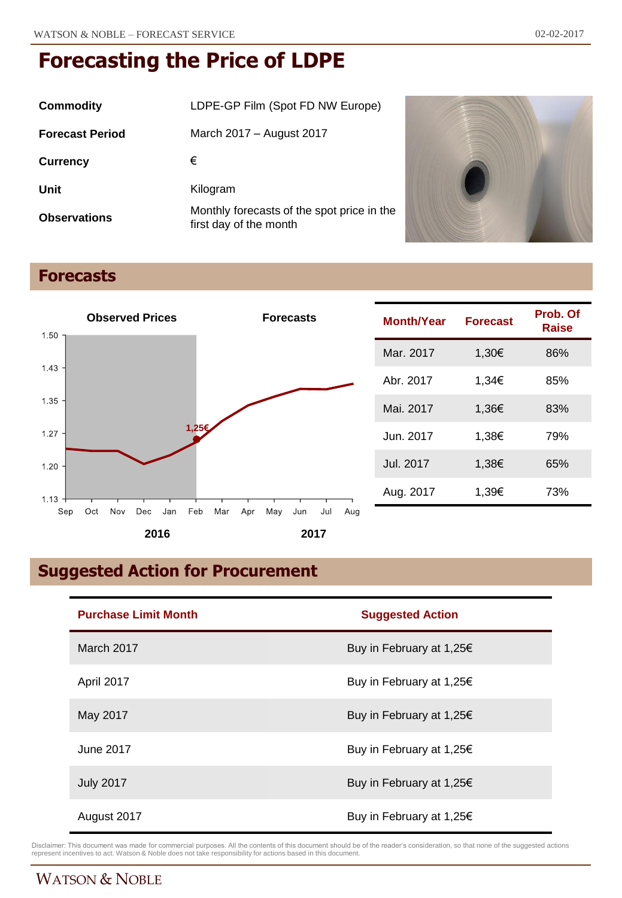# Forecasting the Price of LDPE

| | |
|---|---|
| **Commodity** | LDPE-GP Film (Spot FD NW Europe) |
| **Forecast Period** | March 2017 – August 2017 |
| **Currency** | € |
| **Unit** | Kilogram |
| **Observations** | Monthly forecasts of the spot price in the first day of the month |

## Forecasts

| Month/Year | Forecast | Prob. Of Raise |
|---|---|---|
| Mar. 2017 | 1,30€ | 86% |
| Abr. 2017 | 1,34€ | 85% |
| Mai. 2017 | 1,36€ | 83% |
| Jun. 2017 | 1,38€ | 79% |
| Jul. 2017 | 1,38€ | 65% |
| Aug. 2017 | 1,39€ | 73% |

## Suggested Action for Procurement

| Purchase Limit Month | Suggested Action |
|---|---|
| March 2017 | Buy in February at 1,25€ |
| April 2017 | Buy in February at 1,25€ |
| May 2017 | Buy in February at 1,25€ |
| June 2017 | Buy in February at 1,25€ |
| July 2017 | Buy in February at 1,25€ |
| August 2017 | Buy in February at 1,25€ |

Disclaimer: This document was made for commercial purposes. All the contents of this document should be of the reader's consideration, so that none of the suggested actions represent incentives to act. Watson & Noble does not take responsibility for actions based in this document.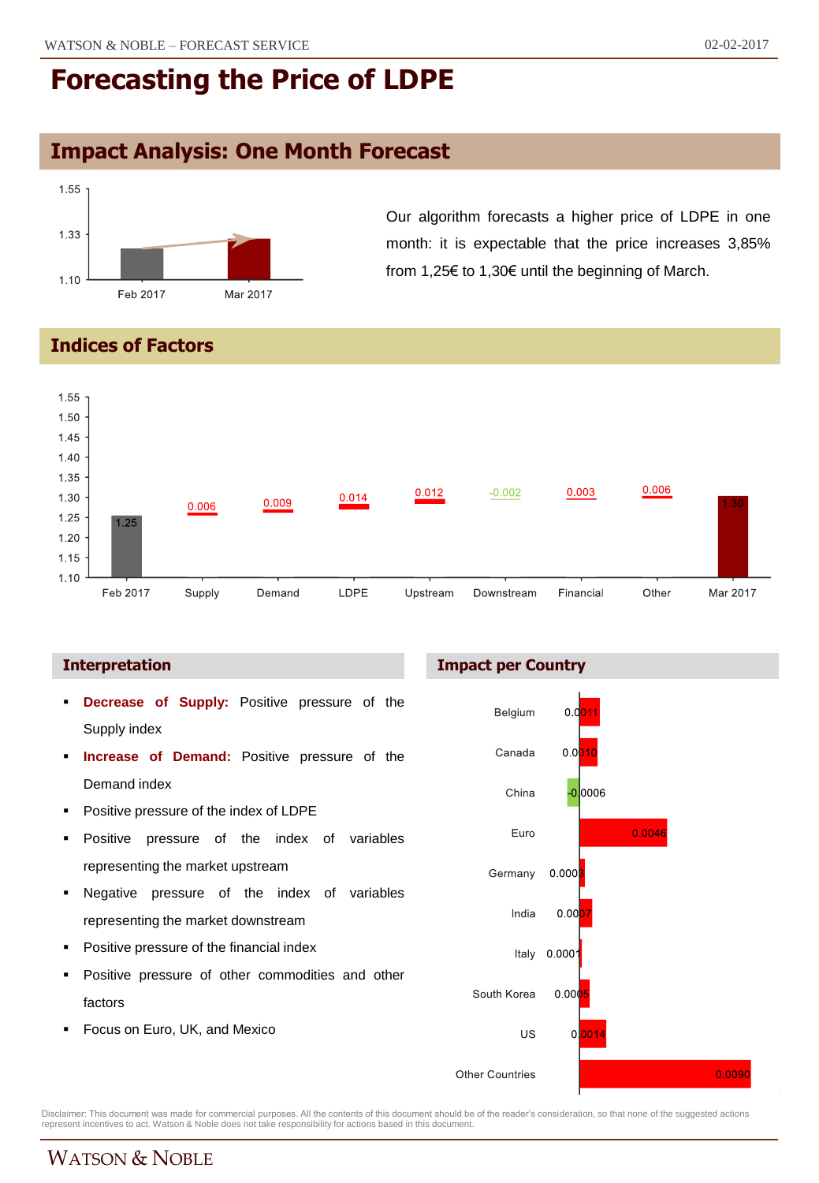# Forecasting the Price of LDPE

## Impact Analysis: One Month Forecast

| | Price |
|---|---|
| Feb 2017 | 1.25 |
| Mar 2017 | 1.30 |

Our algorithm forecasts a higher price of LDPE in one month: it is expectable that the price increases 3,85% from 1,25€ to 1,30€ until the beginning of March.

## Indices of Factors

| Feb 2017 | Supply | Demand | LDPE | Upstream | Downstream | Financial | Other | Mar 2017 |
|---|---|---|---|---|---|---|---|---|
| 1.25 | 0.006 | 0.009 | 0.014 | 0.012 | -0.002 | 0.003 | 0.006 | 1.30 |

### Interpretation

- **Decrease of Supply:** Positive pressure of the Supply index
- **Increase of Demand:** Positive pressure of the Demand index
- Positive pressure of the index of LDPE
- Positive pressure of the index of variables representing the market upstream
- Negative pressure of the index of variables representing the market downstream
- Positive pressure of the financial index
- Positive pressure of other commodities and other factors
- Focus on Euro, UK, and Mexico

### Impact per Country

| Country | Impact |
|---|---|
| Belgium | 0.0011 |
| Canada | 0.0010 |
| China | -0.0006 |
| Euro | 0.0046 |
| Germany | 0.0003 |
| India | 0.0007 |
| Italy | 0.0001 |
| South Korea | 0.0005 |
| US | 0.0014 |
| Other Countries | 0.0090 |

Disclaimer: This document was made for commercial purposes. All the contents of this document should be of the reader's consideration, so that none of the suggested actions represent incentives to act. Watson & Noble does not take responsibility for actions based in this document.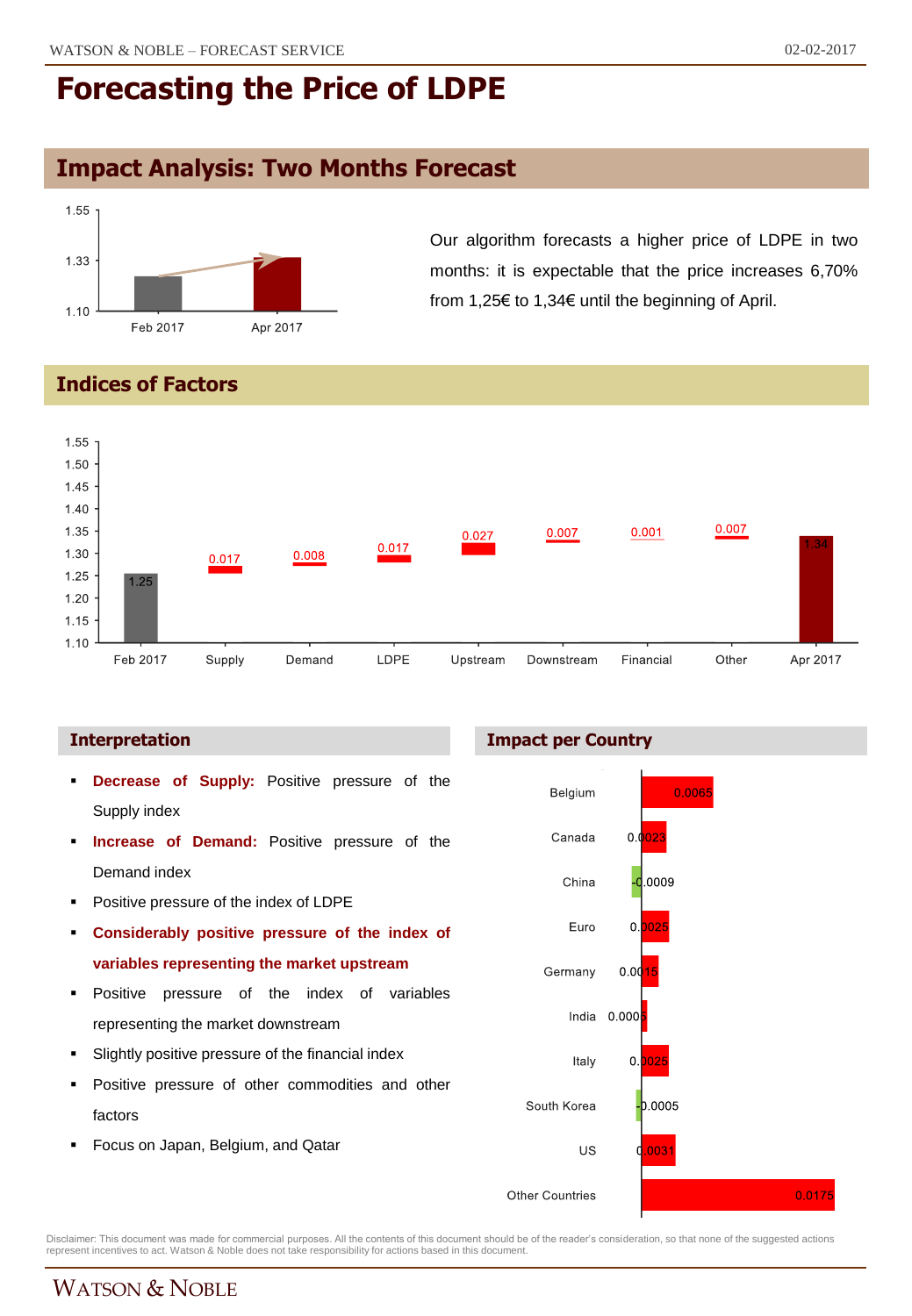# Forecasting the Price of LDPE

## Impact Analysis: Two Months Forecast

Our algorithm forecasts a higher price of LDPE in two months: it is expectable that the price increases 6,70% from 1,25€ to 1,34€ until the beginning of April.

## Indices of Factors

| Factor | Value |
|---|---|
| Feb 2017 | 1.25 |
| Supply | 0.017 |
| Demand | 0.008 |
| LDPE | 0.017 |
| Upstream | 0.027 |
| Downstream | 0.007 |
| Financial | 0.001 |
| Other | 0.007 |
| Apr 2017 | 1.34 |

### Interpretation

- **Decrease of Supply:** Positive pressure of the Supply index
- **Increase of Demand:** Positive pressure of the Demand index
- Positive pressure of the index of LDPE
- **Considerably positive pressure of the index of variables representing the market upstream**
- Positive pressure of the index of variables representing the market downstream
- Slightly positive pressure of the financial index
- Positive pressure of other commodities and other factors
- Focus on Japan, Belgium, and Qatar

### Impact per Country

| Country | Impact |
|---|---|
| Belgium | 0.0065 |
| Canada | 0.0023 |
| China | -0.0009 |
| Euro | 0.0025 |
| Germany | 0.0015 |
| India | 0.0005 |
| Italy | 0.0025 |
| South Korea | -0.0005 |
| US | 0.0031 |
| Other Countries | 0.0175 |

Disclaimer: This document was made for commercial purposes. All the contents of this document should be of the reader's consideration, so that none of the suggested actions represent incentives to act. Watson & Noble does not take responsibility for actions based in this document.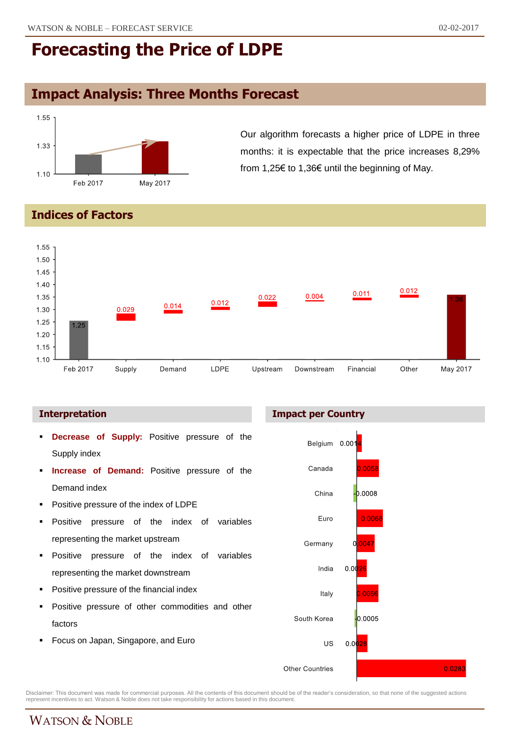# Forecasting the Price of LDPE

## Impact Analysis: Three Months Forecast

| | Feb 2017 | May 2017 |
|---|---|---|
| Price | 1.25 | 1.36 |

Our algorithm forecasts a higher price of LDPE in three months: it is expectable that the price increases 8,29% from 1,25€ to 1,36€ until the beginning of May.

## Indices of Factors

| Feb 2017 | Supply | Demand | LDPE | Upstream | Downstream | Financial | Other | May 2017 |
|---|---|---|---|---|---|---|---|---|
| 1.25 | 0.029 | 0.014 | 0.012 | 0.022 | 0.004 | 0.011 | 0.012 | 1.36 |

### Interpretation

- **Decrease of Supply:** Positive pressure of the Supply index
- **Increase of Demand:** Positive pressure of the Demand index
- Positive pressure of the index of LDPE
- Positive pressure of the index of variables representing the market upstream
- Positive pressure of the index of variables representing the market downstream
- Positive pressure of the financial index
- Positive pressure of other commodities and other factors
- Focus on Japan, Singapore, and Euro

### Impact per Country

| Country | Impact |
|---|---|
| Belgium | 0.0014 |
| Canada | 0.0058 |
| China | -0.0008 |
| Euro | 0.0068 |
| Germany | 0.0047 |
| India | 0.0026 |
| Italy | 0.0056 |
| South Korea | -0.0005 |
| US | 0.0028 |
| Other Countries | 0.0283 |

Disclaimer: This document was made for commercial purposes. All the contents of this document should be of the reader's consideration, so that none of the suggested actions represent incentives to act. Watson & Noble does not take responsibility for actions based in this document.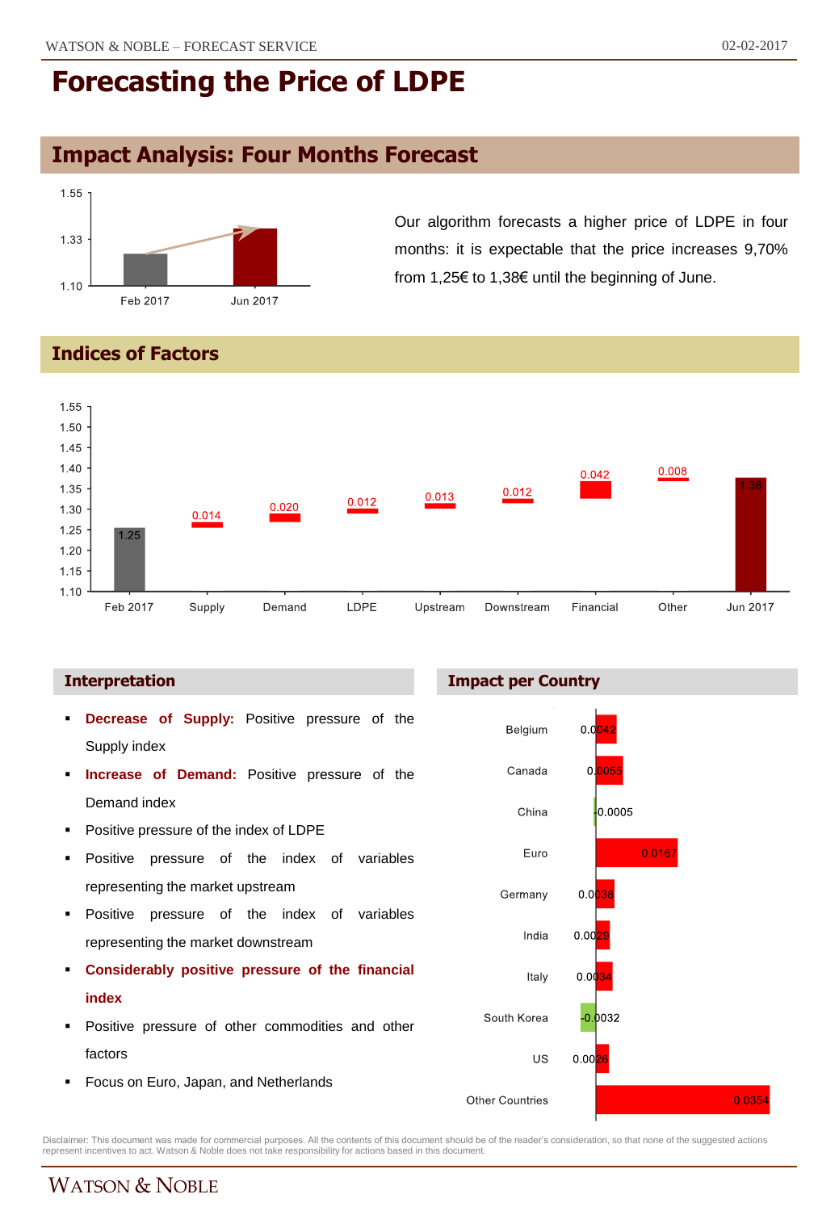# Forecasting the Price of LDPE

## Impact Analysis: Four Months Forecast

| | Price |
|---|---|
| Feb 2017 | 1.25 |
| Jun 2017 | 1.38 |

Our algorithm forecasts a higher price of LDPE in four months: it is expectable that the price increases 9,70% from 1,25€ to 1,38€ until the beginning of June.

## Indices of Factors

| Feb 2017 | Supply | Demand | LDPE | Upstream | Downstream | Financial | Other | Jun 2017 |
|---|---|---|---|---|---|---|---|---|
| 1.25 | 0.014 | 0.020 | 0.012 | 0.013 | 0.012 | 0.042 | 0.008 | 1.38 |

### Interpretation

- **Decrease of Supply:** Positive pressure of the Supply index
- **Increase of Demand:** Positive pressure of the Demand index
- Positive pressure of the index of LDPE
- Positive pressure of the index of variables representing the market upstream
- Positive pressure of the index of variables representing the market downstream
- **Considerably positive pressure of the financial index**
- Positive pressure of other commodities and other factors
- Focus on Euro, Japan, and Netherlands

### Impact per Country

| Country | Impact |
|---|---|
| Belgium | 0.0042 |
| Canada | 0.0055 |
| China | -0.0005 |
| Euro | 0.0167 |
| Germany | 0.0038 |
| India | 0.0029 |
| Italy | 0.0034 |
| South Korea | -0.0032 |
| US | 0.0026 |
| Other Countries | 0.0354 |

Disclaimer: This document was made for commercial purposes. All the contents of this document should be of the reader's consideration, so that none of the suggested actions represent incentives to act. Watson & Noble does not take responsibility for actions based in this document.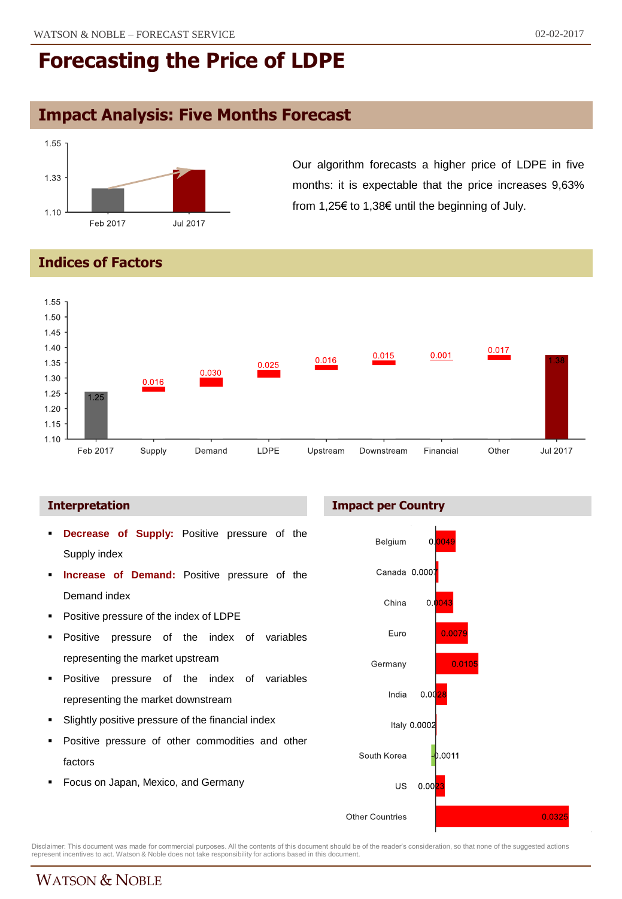# Forecasting the Price of LDPE

## Impact Analysis: Five Months Forecast

Our algorithm forecasts a higher price of LDPE in five months: it is expectable that the price increases 9,63% from 1,25€ to 1,38€ until the beginning of July.

## Indices of Factors

| Factor | Value |
|---|---|
| Feb 2017 | 1.25 |
| Supply | 0.016 |
| Demand | 0.030 |
| LDPE | 0.025 |
| Upstream | 0.016 |
| Downstream | 0.015 |
| Financial | 0.001 |
| Other | 0.017 |
| Jul 2017 | 1.38 |

### Interpretation

- **Decrease of Supply:** Positive pressure of the Supply index
- **Increase of Demand:** Positive pressure of the Demand index
- Positive pressure of the index of LDPE
- Positive pressure of the index of variables representing the market upstream
- Positive pressure of the index of variables representing the market downstream
- Slightly positive pressure of the financial index
- Positive pressure of other commodities and other factors
- Focus on Japan, Mexico, and Germany

### Impact per Country

| Country | Impact |
|---|---|
| Belgium | 0.0049 |
| Canada | 0.0007 |
| China | 0.0043 |
| Euro | 0.0079 |
| Germany | 0.0105 |
| India | 0.0028 |
| Italy | 0.0002 |
| South Korea | -0.0011 |
| US | 0.0023 |
| Other Countries | 0.0325 |

Disclaimer: This document was made for commercial purposes. All the contents of this document should be of the reader's consideration, so that none of the suggested actions represent incentives to act. Watson & Noble does not take responsibility for actions based in this document.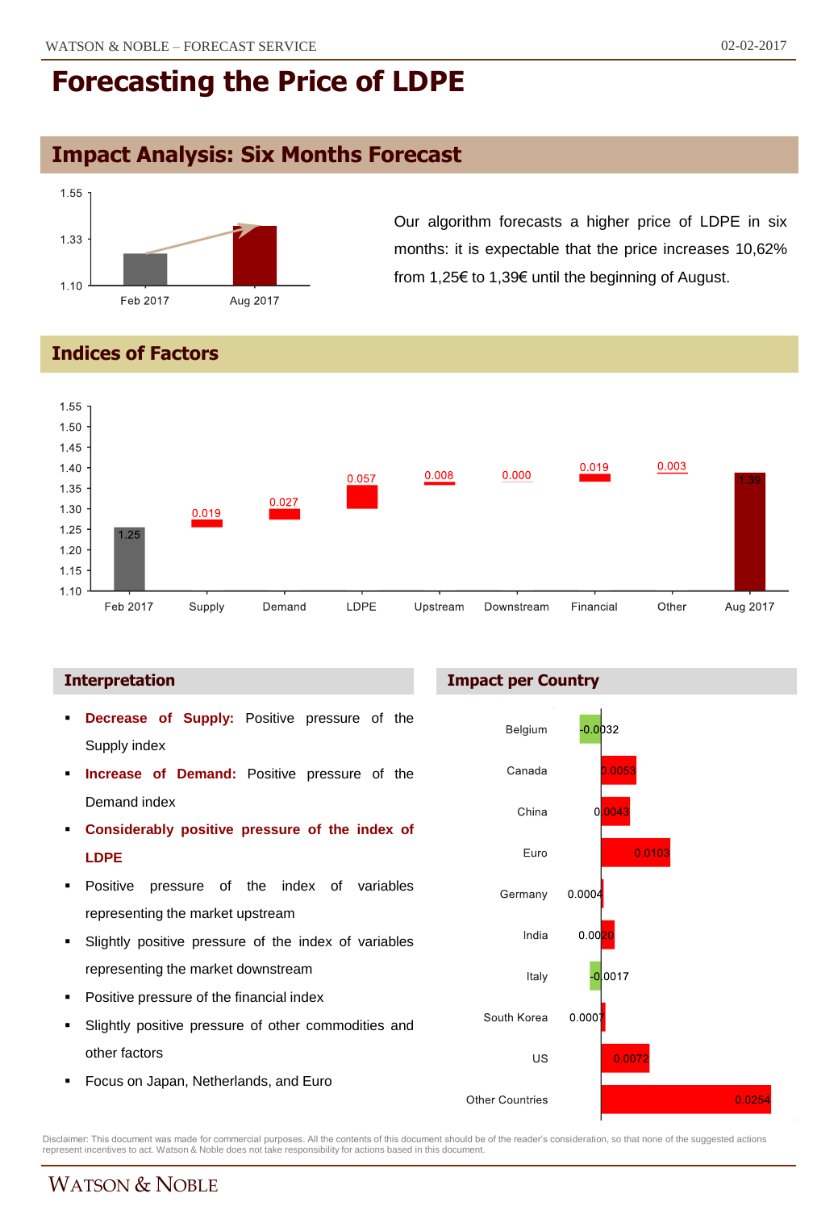// Forecasting the Price of LDPE

## Impact Analysis: Six Months Forecast

| | Value |
|---|---|
| Feb 2017 | 1.25 |
| Aug 2017 | 1.39 |

Our algorithm forecasts a higher price of LDPE in six months: it is expectable that the price increases 10,62% from 1,25€ to 1,39€ until the beginning of August.

## Indices of Factors

| Factor | Value |
|---|---|
| Feb 2017 | 1.25 |
| Supply | 0.019 |
| Demand | 0.027 |
| LDPE | 0.057 |
| Upstream | 0.008 |
| Downstream | 0.000 |
| Financial | 0.019 |
| Other | 0.003 |
| Aug 2017 | 1.39 |

### Interpretation

- **Decrease of Supply:** Positive pressure of the Supply index
- **Increase of Demand:** Positive pressure of the Demand index
- **Considerably positive pressure of the index of LDPE**
- Positive pressure of the index of variables representing the market upstream
- Slightly positive pressure of the index of variables representing the market downstream
- Positive pressure of the financial index
- Slightly positive pressure of other commodities and other factors
- Focus on Japan, Netherlands, and Euro

### Impact per Country

| Country | Impact |
|---|---|
| Belgium | -0.0032 |
| Canada | 0.0053 |
| China | 0.0043 |
| Euro | 0.0103 |
| Germany | 0.0004 |
| India | 0.0020 |
| Italy | -0.0017 |
| South Korea | 0.0007 |
| US | 0.0072 |
| Other Countries | 0.0254 |

Disclaimer: This document was made for commercial purposes. All the contents of this document should be of the reader's consideration, so that none of the suggested actions represent incentives to act. Watson & Noble does not take responsibility for actions based in this document.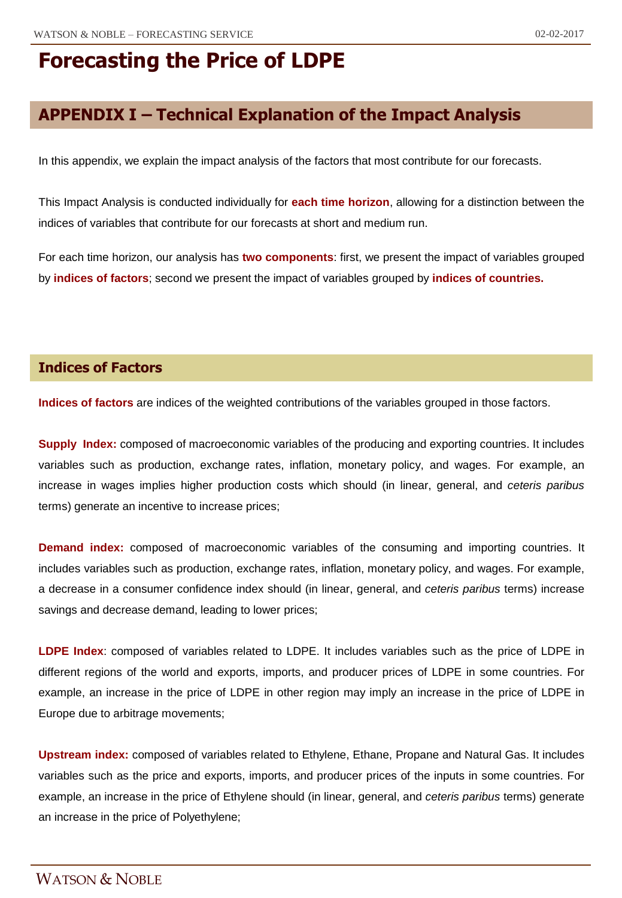# Forecasting the Price of LDPE

## APPENDIX I – Technical Explanation of the Impact Analysis

In this appendix, we explain the impact analysis of the factors that most contribute for our forecasts.

This Impact Analysis is conducted individually for **each time horizon**, allowing for a distinction between the indices of variables that contribute for our forecasts at short and medium run.

For each time horizon, our analysis has **two components**: first, we present the impact of variables grouped by **indices of factors**; second we present the impact of variables grouped by **indices of countries.**

### Indices of Factors

**Indices of factors** are indices of the weighted contributions of the variables grouped in those factors.

**Supply Index:** composed of macroeconomic variables of the producing and exporting countries. It includes variables such as production, exchange rates, inflation, monetary policy, and wages. For example, an increase in wages implies higher production costs which should (in linear, general, and *ceteris paribus* terms) generate an incentive to increase prices;

**Demand index:** composed of macroeconomic variables of the consuming and importing countries. It includes variables such as production, exchange rates, inflation, monetary policy, and wages. For example, a decrease in a consumer confidence index should (in linear, general, and *ceteris paribus* terms) increase savings and decrease demand, leading to lower prices;

**LDPE Index**: composed of variables related to LDPE. It includes variables such as the price of LDPE in different regions of the world and exports, imports, and producer prices of LDPE in some countries. For example, an increase in the price of LDPE in other region may imply an increase in the price of LDPE in Europe due to arbitrage movements;

**Upstream index:** composed of variables related to Ethylene, Ethane, Propane and Natural Gas. It includes variables such as the price and exports, imports, and producer prices of the inputs in some countries. For example, an increase in the price of Ethylene should (in linear, general, and *ceteris paribus* terms) generate an increase in the price of Polyethylene;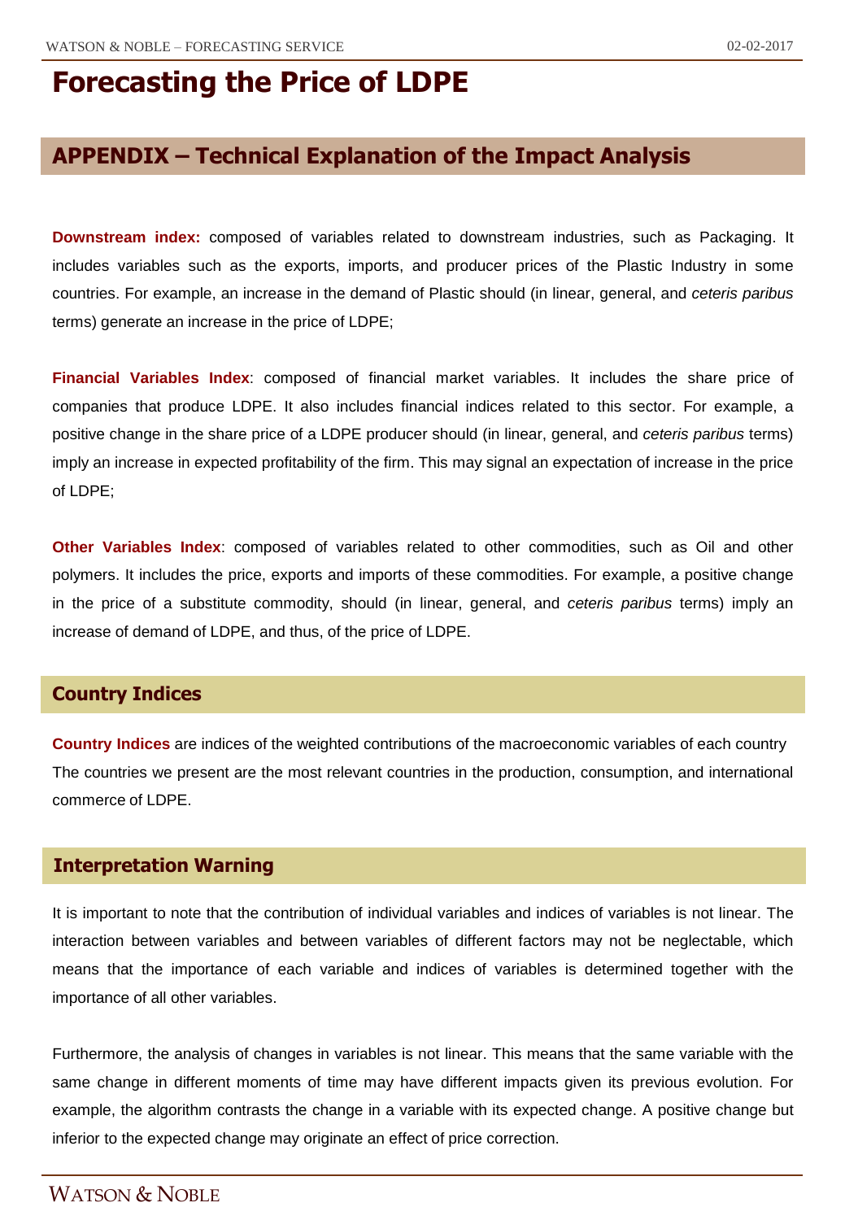# Forecasting the Price of LDPE

## APPENDIX – Technical Explanation of the Impact Analysis

**Downstream index:** composed of variables related to downstream industries, such as Packaging. It includes variables such as the exports, imports, and producer prices of the Plastic Industry in some countries. For example, an increase in the demand of Plastic should (in linear, general, and *ceteris paribus* terms) generate an increase in the price of LDPE;

**Financial Variables Index**: composed of financial market variables. It includes the share price of companies that produce LDPE. It also includes financial indices related to this sector. For example, a positive change in the share price of a LDPE producer should (in linear, general, and *ceteris paribus* terms) imply an increase in expected profitability of the firm. This may signal an expectation of increase in the price of LDPE;

**Other Variables Index**: composed of variables related to other commodities, such as Oil and other polymers. It includes the price, exports and imports of these commodities. For example, a positive change in the price of a substitute commodity, should (in linear, general, and *ceteris paribus* terms) imply an increase of demand of LDPE, and thus, of the price of LDPE.

## Country Indices

**Country Indices** are indices of the weighted contributions of the macroeconomic variables of each country The countries we present are the most relevant countries in the production, consumption, and international commerce of LDPE.

## Interpretation Warning

It is important to note that the contribution of individual variables and indices of variables is not linear. The interaction between variables and between variables of different factors may not be neglectable, which means that the importance of each variable and indices of variables is determined together with the importance of all other variables.

Furthermore, the analysis of changes in variables is not linear. This means that the same variable with the same change in different moments of time may have different impacts given its previous evolution. For example, the algorithm contrasts the change in a variable with its expected change. A positive change but inferior to the expected change may originate an effect of price correction.